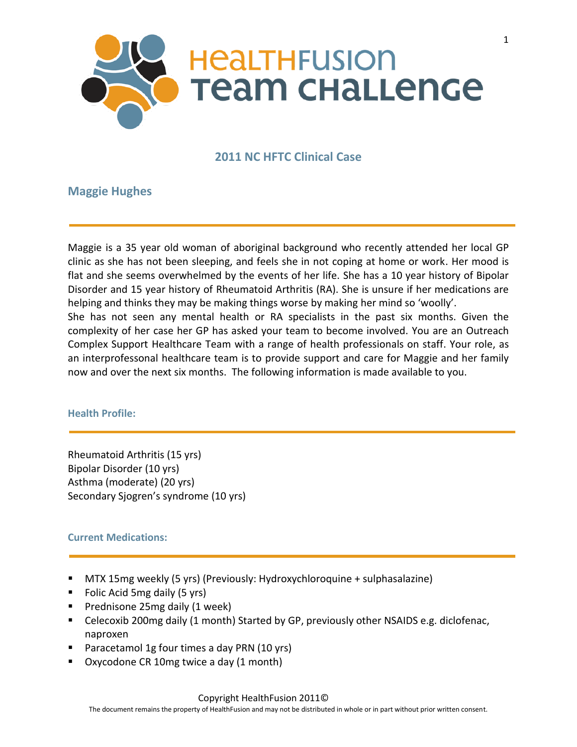# HealthFusion Team Challenge

## 2011 NC HFTC Clinical Case

## Maggie Hughes

Maggie is a 35 year old woman of aboriginal background who recently attended her local GP clinic as she has not been sleeping, and feels she in not coping at home or work. Her mood is flat and she seems overwhelmed by the events of her life. She has a 10 year history of Bipolar Disorder and 15 year history of Rheumatoid Arthritis (RA). She is unsure if her medications are helping and thinks they may be making things worse by making her mind so 'woolly'.
She has not seen any mental health or RA specialists in the past six months. Given the complexity of her case her GP has asked your team to become involved. You are an Outreach Complex Support Healthcare Team with a range of health professionals on staff. Your role, as an interprofessonal healthcare team is to provide support and care for Maggie and her family now and over the next six months. The following information is made available to you.

### Health Profile:

Rheumatoid Arthritis (15 yrs)
Bipolar Disorder (10 yrs)
Asthma (moderate) (20 yrs)
Secondary Sjogren's syndrome (10 yrs)

### Current Medications:

- MTX 15mg weekly (5 yrs) (Previously: Hydroxychloroquine + sulphasalazine)
- Folic Acid 5mg daily (5 yrs)
- Prednisone 25mg daily (1 week)
- Celecoxib 200mg daily (1 month) Started by GP, previously other NSAIDS e.g. diclofenac, naproxen
- Paracetamol 1g four times a day PRN (10 yrs)
- Oxycodone CR 10mg twice a day (1 month)

Copyright HealthFusion 2011©
The document remains the property of HealthFusion and may not be distributed in whole or in part without prior written consent.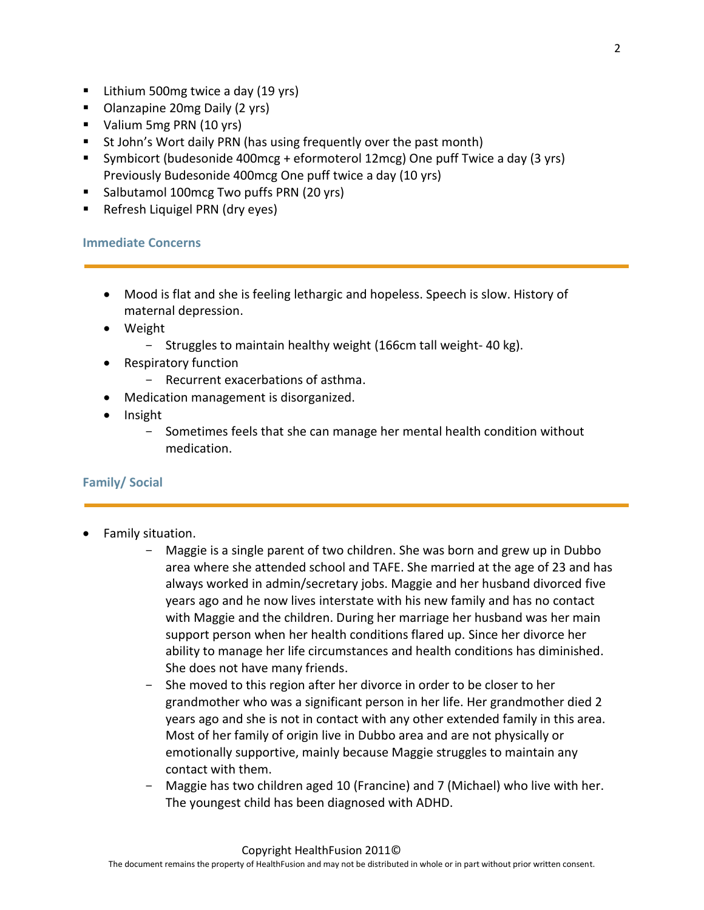- Lithium 500mg twice a day (19 yrs)
- Olanzapine 20mg Daily (2 yrs)
- Valium 5mg PRN (10 yrs)
- St John's Wort daily PRN (has using frequently over the past month)
- Symbicort (budesonide 400mcg + eformoterol 12mcg) One puff Twice a day (3 yrs) Previously Budesonide 400mcg One puff twice a day (10 yrs)
- Salbutamol 100mcg Two puffs PRN (20 yrs)
- Refresh Liquigel PRN (dry eyes)

## Immediate Concerns

- Mood is flat and she is feeling lethargic and hopeless. Speech is slow. History of maternal depression.
- Weight
  - Struggles to maintain healthy weight (166cm tall weight- 40 kg).
- Respiratory function
  - Recurrent exacerbations of asthma.
- Medication management is disorganized.
- Insight
  - Sometimes feels that she can manage her mental health condition without medication.

## Family/ Social

- Family situation.
  - Maggie is a single parent of two children. She was born and grew up in Dubbo area where she attended school and TAFE. She married at the age of 23 and has always worked in admin/secretary jobs. Maggie and her husband divorced five years ago and he now lives interstate with his new family and has no contact with Maggie and the children. During her marriage her husband was her main support person when her health conditions flared up. Since her divorce her ability to manage her life circumstances and health conditions has diminished. She does not have many friends.
  - She moved to this region after her divorce in order to be closer to her grandmother who was a significant person in her life. Her grandmother died 2 years ago and she is not in contact with any other extended family in this area. Most of her family of origin live in Dubbo area and are not physically or emotionally supportive, mainly because Maggie struggles to maintain any contact with them.
  - Maggie has two children aged 10 (Francine) and 7 (Michael) who live with her. The youngest child has been diagnosed with ADHD.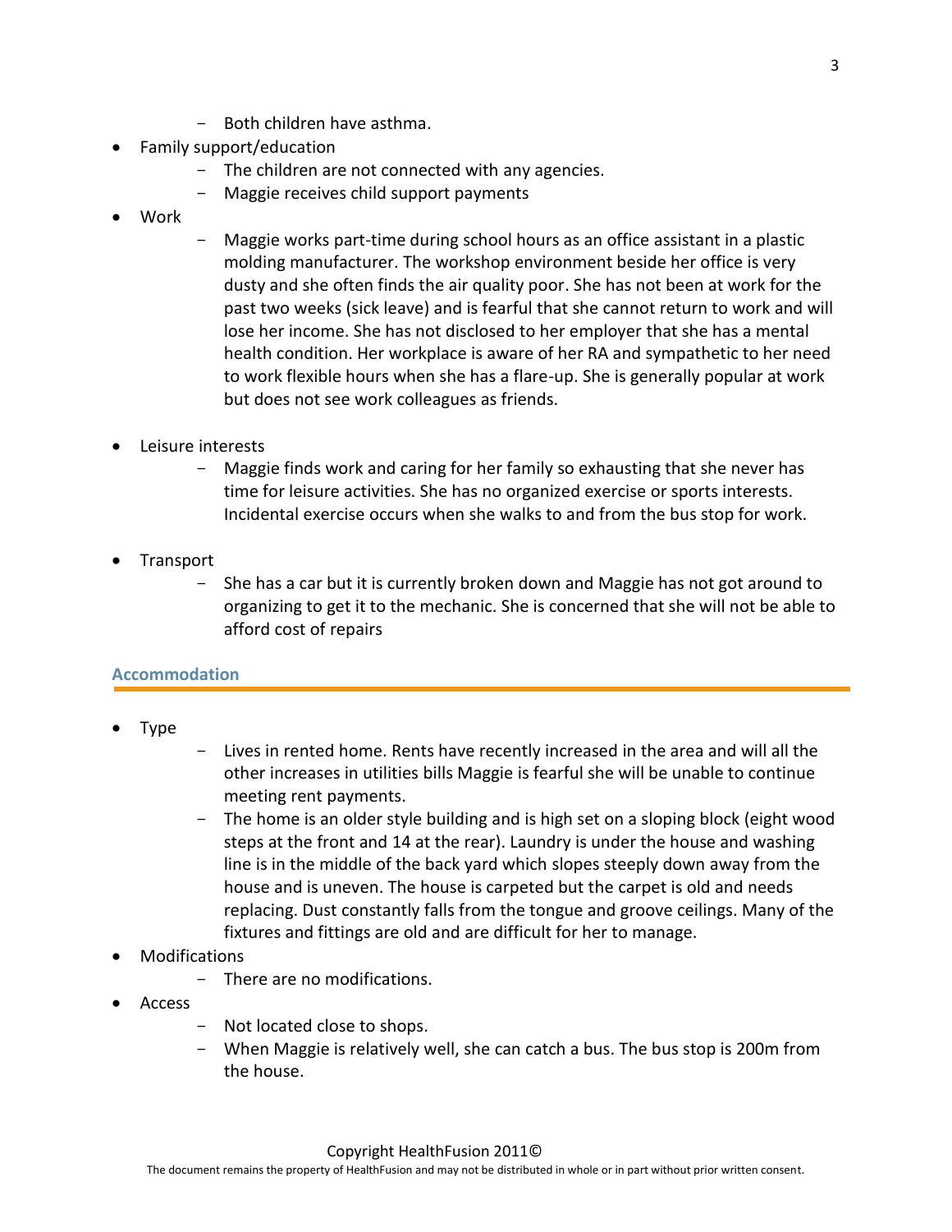- Both children have asthma.
- Family support/education
  - The children are not connected with any agencies.
  - Maggie receives child support payments
- Work
  - Maggie works part-time during school hours as an office assistant in a plastic molding manufacturer. The workshop environment beside her office is very dusty and she often finds the air quality poor. She has not been at work for the past two weeks (sick leave) and is fearful that she cannot return to work and will lose her income. She has not disclosed to her employer that she has a mental health condition. Her workplace is aware of her RA and sympathetic to her need to work flexible hours when she has a flare-up. She is generally popular at work but does not see work colleagues as friends.
- Leisure interests
  - Maggie finds work and caring for her family so exhausting that she never has time for leisure activities. She has no organized exercise or sports interests. Incidental exercise occurs when she walks to and from the bus stop for work.
- Transport
  - She has a car but it is currently broken down and Maggie has not got around to organizing to get it to the mechanic. She is concerned that she will not be able to afford cost of repairs

## Accommodation

- Type
  - Lives in rented home. Rents have recently increased in the area and will all the other increases in utilities bills Maggie is fearful she will be unable to continue meeting rent payments.
  - The home is an older style building and is high set on a sloping block (eight wood steps at the front and 14 at the rear). Laundry is under the house and washing line is in the middle of the back yard which slopes steeply down away from the house and is uneven. The house is carpeted but the carpet is old and needs replacing. Dust constantly falls from the tongue and groove ceilings. Many of the fixtures and fittings are old and are difficult for her to manage.
- Modifications
  - There are no modifications.
- Access
  - Not located close to shops.
  - When Maggie is relatively well, she can catch a bus. The bus stop is 200m from the house.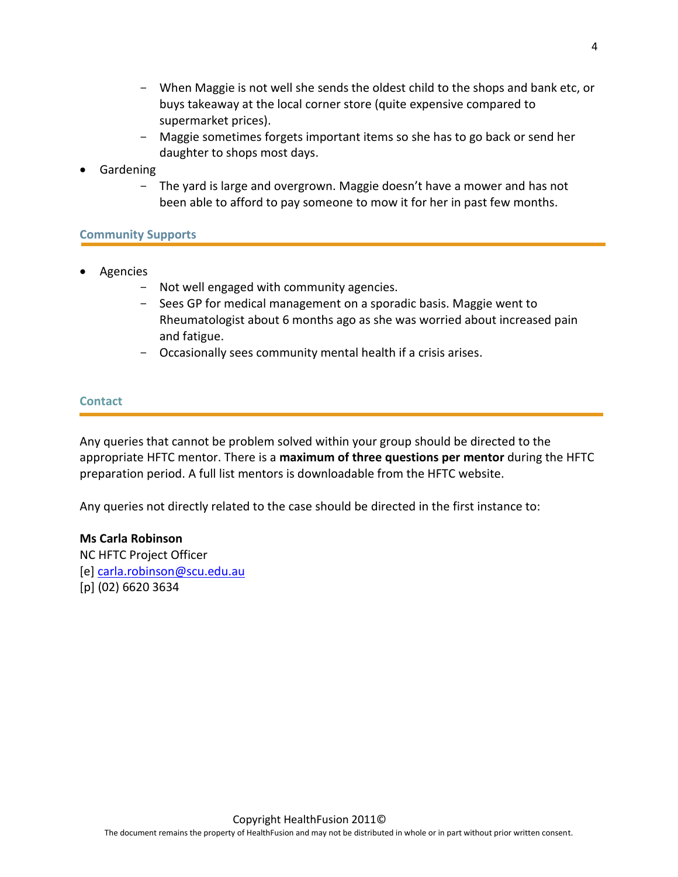- When Maggie is not well she sends the oldest child to the shops and bank etc, or buys takeaway at the local corner store (quite expensive compared to supermarket prices).
  - Maggie sometimes forgets important items so she has to go back or send her daughter to shops most days.
- Gardening
  - The yard is large and overgrown. Maggie doesn't have a mower and has not been able to afford to pay someone to mow it for her in past few months.

## Community Supports

- Agencies
  - Not well engaged with community agencies.
  - Sees GP for medical management on a sporadic basis. Maggie went to Rheumatologist about 6 months ago as she was worried about increased pain and fatigue.
  - Occasionally sees community mental health if a crisis arises.

## Contact

Any queries that cannot be problem solved within your group should be directed to the appropriate HFTC mentor. There is a **maximum of three questions per mentor** during the HFTC preparation period. A full list mentors is downloadable from the HFTC website.

Any queries not directly related to the case should be directed in the first instance to:

**Ms Carla Robinson**
NC HFTC Project Officer
[e] carla.robinson@scu.edu.au
[p] (02) 6620 3634

Copyright HealthFusion 2011©
The document remains the property of HealthFusion and may not be distributed in whole or in part without prior written consent.